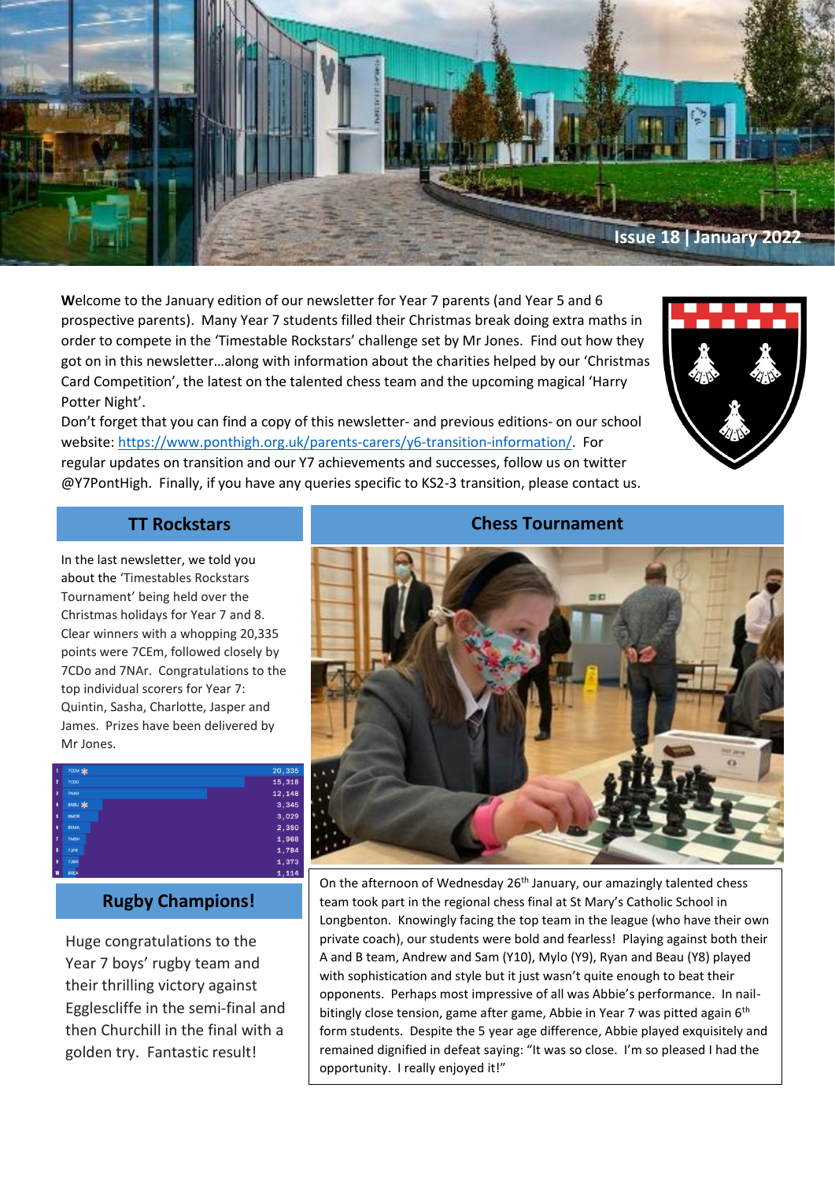**Issue 18 | January 2022**

**W**elcome to the January edition of our newsletter for Year 7 parents (and Year 5 and 6 prospective parents). Many Year 7 students filled their Christmas break doing extra maths in order to compete in the 'Timestable Rockstars' challenge set by Mr Jones. Find out how they got on in this newsletter…along with information about the charities helped by our 'Christmas Card Competition', the latest on the talented chess team and the upcoming magical 'Harry Potter Night'.

Don't forget that you can find a copy of this newsletter- and previous editions- on our school website: https://www.ponthigh.org.uk/parents-carers/y6-transition-information/. For regular updates on transition and our Y7 achievements and successes, follow us on twitter @Y7PontHigh. Finally, if you have any queries specific to KS2-3 transition, please contact us.

## TT Rockstars

In the last newsletter, we told you about the 'Timestables Rockstars Tournament' being held over the Christmas holidays for Year 7 and 8. Clear winners with a whopping 20,335 points were 7CEm, followed closely by 7CDo and 7NAr. Congratulations to the top individual scorers for Year 7: Quintin, Sasha, Charlotte, Jasper and James. Prizes have been delivered by Mr Jones.

| | | |
|---|---|---|
| 1 | 7CEM | 20,335 |
| 2 | 7CDO | 15,318 |
| 3 | 7NAR | 12,148 |
| 4 | 8ABU | 3,345 |
| 5 | 8MCR | 3,029 |
| 6 | 8EMA | 2,350 |
| 7 | 7MSH | 1,968 |
| 8 | 7JFR | 1,784 |
| 9 | 7JBR | 1,373 |
| 10 | 8REA | 1,114 |

## Rugby Champions!

Huge congratulations to the Year 7 boys' rugby team and their thrilling victory against Egglescliffe in the semi-final and then Churchill in the final with a golden try. Fantastic result!

## Chess Tournament

On the afternoon of Wednesday 26th January, our amazingly talented chess team took part in the regional chess final at St Mary's Catholic School in Longbenton. Knowingly facing the top team in the league (who have their own private coach), our students were bold and fearless! Playing against both their A and B team, Andrew and Sam (Y10), Mylo (Y9), Ryan and Beau (Y8) played with sophistication and style but it just wasn't quite enough to beat their opponents. Perhaps most impressive of all was Abbie's performance. In nail-bitingly close tension, game after game, Abbie in Year 7 was pitted again 6th form students. Despite the 5 year age difference, Abbie played exquisitely and remained dignified in defeat saying: "It was so close. I'm so pleased I had the opportunity. I really enjoyed it!"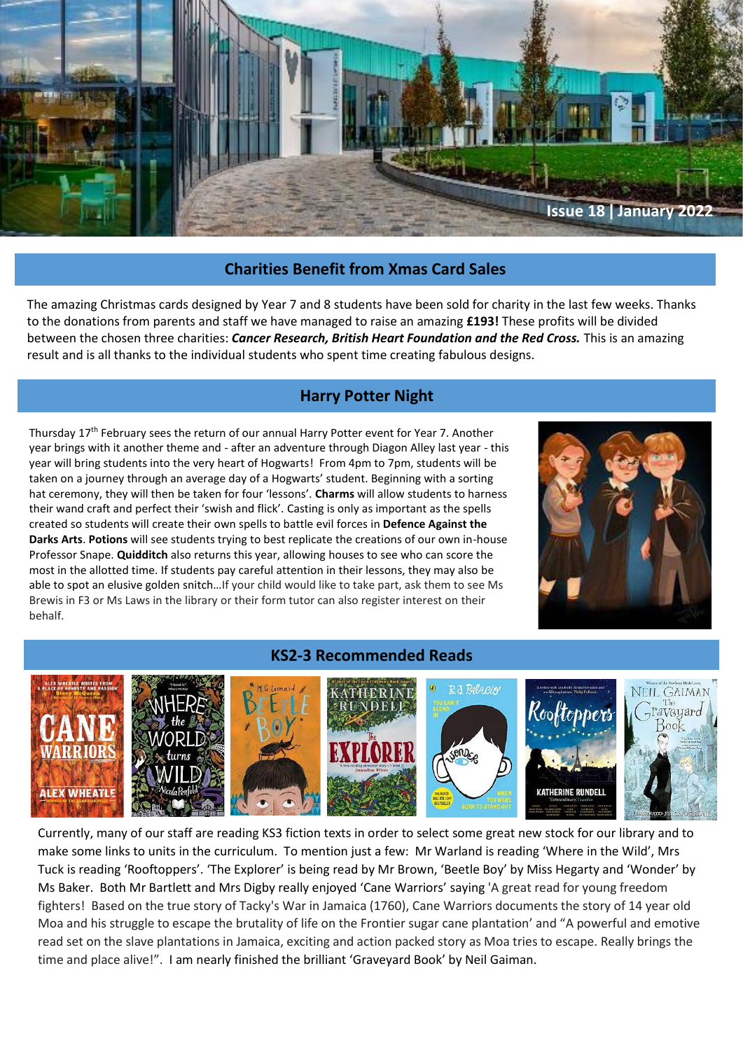Issue 18 | January 2022

## Charities Benefit from Xmas Card Sales

The amazing Christmas cards designed by Year 7 and 8 students have been sold for charity in the last few weeks. Thanks to the donations from parents and staff we have managed to raise an amazing **£193!** These profits will be divided between the chosen three charities: ***Cancer Research, British Heart Foundation and the Red Cross.*** This is an amazing result and is all thanks to the individual students who spent time creating fabulous designs.

## Harry Potter Night

Thursday 17th February sees the return of our annual Harry Potter event for Year 7. Another year brings with it another theme and - after an adventure through Diagon Alley last year - this year will bring students into the very heart of Hogwarts! From 4pm to 7pm, students will be taken on a journey through an average day of a Hogwarts' student. Beginning with a sorting hat ceremony, they will then be taken for four 'lessons'. **Charms** will allow students to harness their wand craft and perfect their 'swish and flick'. Casting is only as important as the spells created so students will create their own spells to battle evil forces in **Defence Against the Darks Arts**. **Potions** will see students trying to best replicate the creations of our own in-house Professor Snape. **Quidditch** also returns this year, allowing houses to see who can score the most in the allotted time. If students pay careful attention in their lessons, they may also be able to spot an elusive golden snitch…If your child would like to take part, ask them to see Ms Brewis in F3 or Ms Laws in the library or their form tutor can also register interest on their behalf.

## KS2-3 Recommended Reads

Currently, many of our staff are reading KS3 fiction texts in order to select some great new stock for our library and to make some links to units in the curriculum. To mention just a few: Mr Warland is reading 'Where in the Wild', Mrs Tuck is reading 'Rooftoppers'. 'The Explorer' is being read by Mr Brown, 'Beetle Boy' by Miss Hegarty and 'Wonder' by Ms Baker. Both Mr Bartlett and Mrs Digby really enjoyed 'Cane Warriors' saying 'A great read for young freedom fighters! Based on the true story of Tacky's War in Jamaica (1760), Cane Warriors documents the story of 14 year old Moa and his struggle to escape the brutality of life on the Frontier sugar cane plantation' and "A powerful and emotive read set on the slave plantations in Jamaica, exciting and action packed story as Moa tries to escape. Really brings the time and place alive!". I am nearly finished the brilliant 'Graveyard Book' by Neil Gaiman.